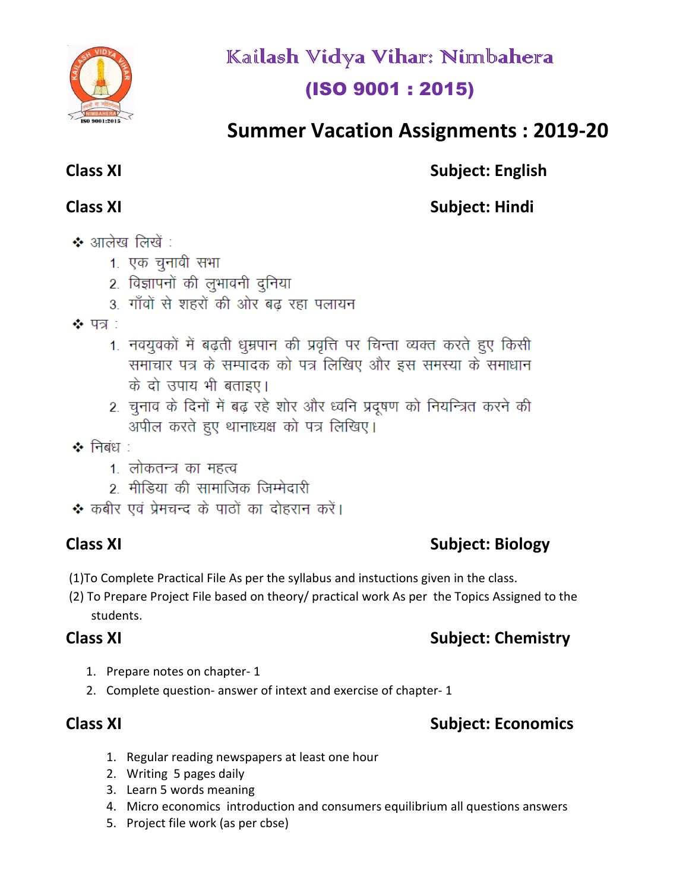# Kailash Vidya Vihar: Nimbahera

## (ISO 9001 : 2015)

## Summer Vacation Assignments : 2019-20

**Class XI** **Subject: English**

**Class XI** **Subject: Hindi**

- आलेख लिखें :
  1. एक चुनावी सभा
  2. विज्ञापनों की लुभावनी दुनिया
  3. गाँवों से शहरों की ओर बढ़ रहा पलायन
- पत्र :
  1. नवयुवकों में बढ़ती धुम्रपान की प्रवृत्ति पर चिन्ता व्यक्त करते हुए किसी समाचार पत्र के सम्पादक को पत्र लिखिए और इस समस्या के समाधान के दो उपाय भी बताइए।
  2. चुनाव के दिनों में बढ़ रहे शोर और ध्वनि प्रदूषण को नियन्त्रित करने की अपील करते हुए थानाध्यक्ष को पत्र लिखिए।
- निबंध :
  1. लोकतन्त्र का महत्व
  2. मीडिया की सामाजिक जिम्मेदारी
- कबीर एवं प्रेमचन्द के पाठों का दोहरान करें।

**Class XI** **Subject: Biology**

(1)To Complete Practical File As per the syllabus and instuctions given in the class.

(2) To Prepare Project File based on theory/ practical work As per the Topics Assigned to the students.

**Class XI** **Subject: Chemistry**

1. Prepare notes on chapter- 1
2. Complete question- answer of intext and exercise of chapter- 1

**Class XI** **Subject: Economics**

1. Regular reading newspapers at least one hour
2. Writing 5 pages daily
3. Learn 5 words meaning
4. Micro economics introduction and consumers equilibrium all questions answers
5. Project file work (as per cbse)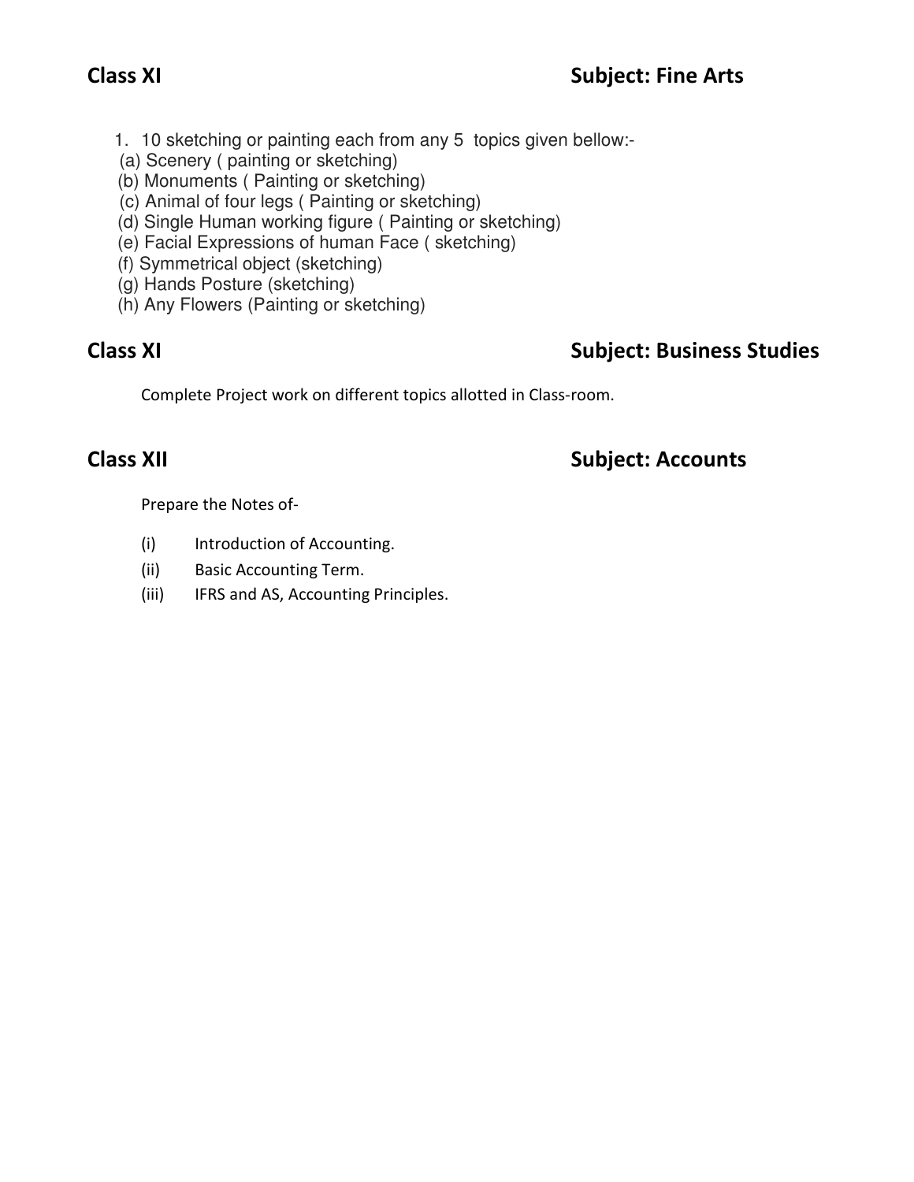## Class XI Subject: Fine Arts

1. 10 sketching or painting each from any 5 topics given bellow:-
   - (a) Scenery ( painting or sketching)
   - (b) Monuments ( Painting or sketching)
   - (c) Animal of four legs ( Painting or sketching)
   - (d) Single Human working figure ( Painting or sketching)
   - (e) Facial Expressions of human Face ( sketching)
   - (f) Symmetrical object (sketching)
   - (g) Hands Posture (sketching)
   - (h) Any Flowers (Painting or sketching)

## Class XI Subject: Business Studies

Complete Project work on different topics allotted in Class-room.

## Class XII Subject: Accounts

Prepare the Notes of-

- (i) Introduction of Accounting.
- (ii) Basic Accounting Term.
- (iii) IFRS and AS, Accounting Principles.